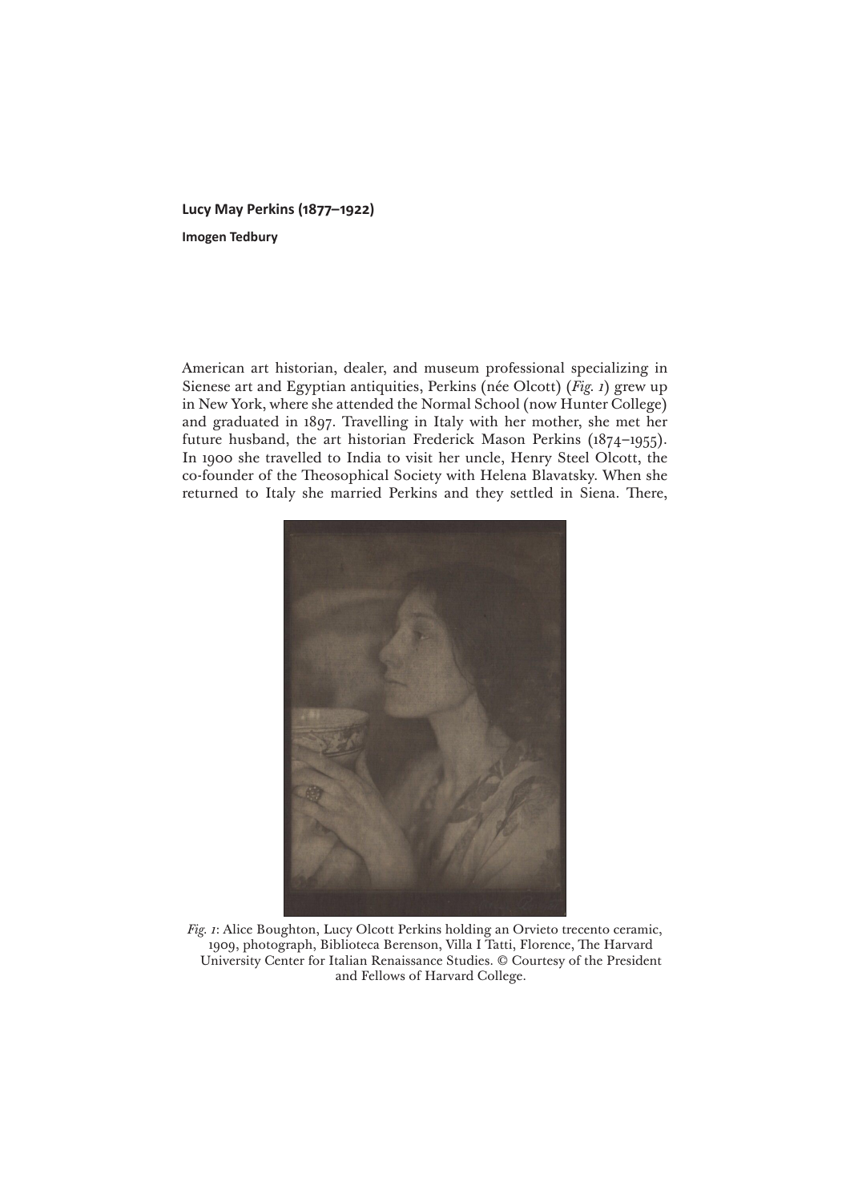**Lucy May Perkins (1877–1922)**

**Imogen Tedbury**

American art historian, dealer, and museum professional specializing in Sienese art and Egyptian antiquities, Perkins (née Olcott) (*Fig. 1*) grew up in New York, where she attended the Normal School (now Hunter College) and graduated in 1897. Travelling in Italy with her mother, she met her future husband, the art historian Frederick Mason Perkins (1874–1955). In 1900 she travelled to India to visit her uncle, Henry Steel Olcott, the co-founder of the Theosophical Society with Helena Blavatsky. When she returned to Italy she married Perkins and they settled in Siena. There,

*Fig. 1*: Alice Boughton, Lucy Olcott Perkins holding an Orvieto trecento ceramic, 1909, photograph, Biblioteca Berenson, Villa I Tatti, Florence, The Harvard University Center for Italian Renaissance Studies. © Courtesy of the President and Fellows of Harvard College.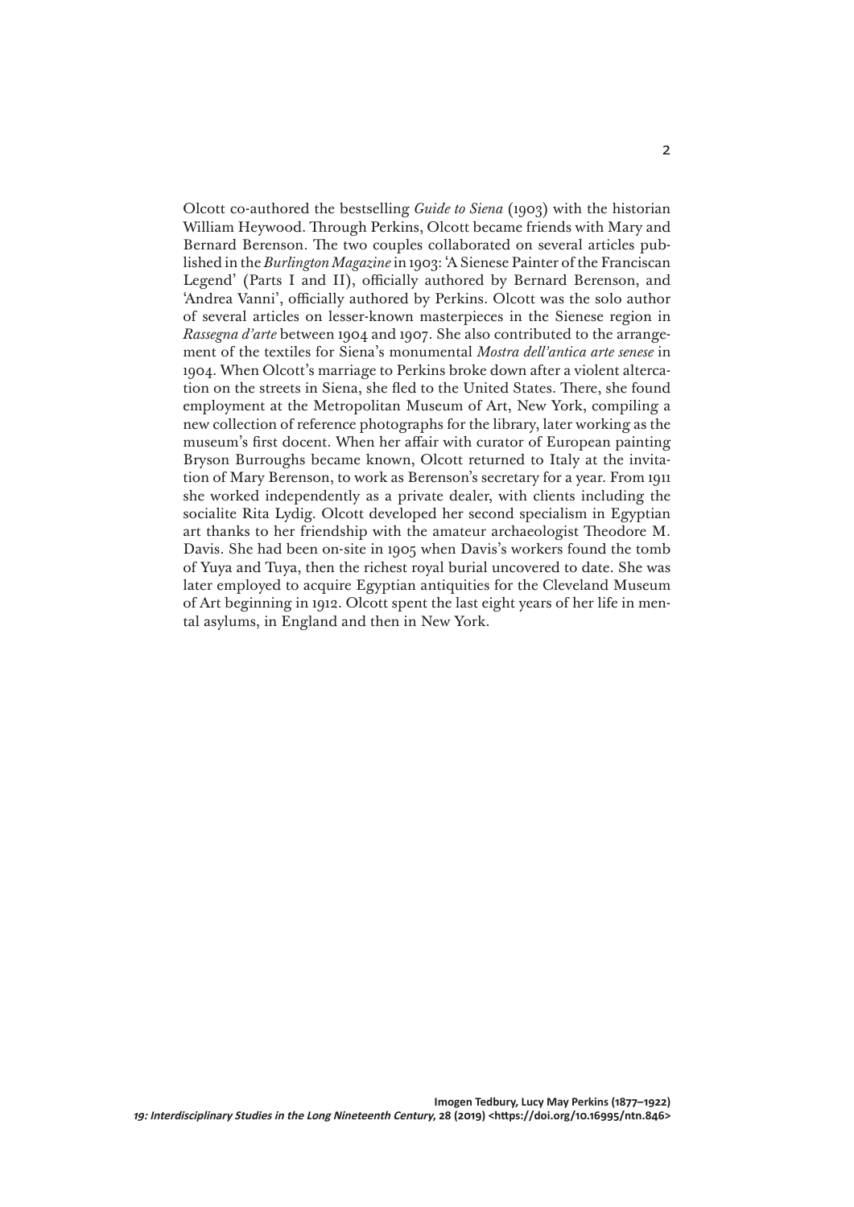Olcott co-authored the bestselling *Guide to Siena* (1903) with the historian William Heywood. Through Perkins, Olcott became friends with Mary and Bernard Berenson. The two couples collaborated on several articles published in the *Burlington Magazine* in 1903: 'A Sienese Painter of the Franciscan Legend' (Parts I and II), officially authored by Bernard Berenson, and 'Andrea Vanni', officially authored by Perkins. Olcott was the solo author of several articles on lesser-known masterpieces in the Sienese region in *Rassegna d'arte* between 1904 and 1907. She also contributed to the arrangement of the textiles for Siena's monumental *Mostra dell'antica arte senese* in 1904. When Olcott's marriage to Perkins broke down after a violent altercation on the streets in Siena, she fled to the United States. There, she found employment at the Metropolitan Museum of Art, New York, compiling a new collection of reference photographs for the library, later working as the museum's first docent. When her affair with curator of European painting Bryson Burroughs became known, Olcott returned to Italy at the invitation of Mary Berenson, to work as Berenson's secretary for a year. From 1911 she worked independently as a private dealer, with clients including the socialite Rita Lydig. Olcott developed her second specialism in Egyptian art thanks to her friendship with the amateur archaeologist Theodore M. Davis. She had been on-site in 1905 when Davis's workers found the tomb of Yuya and Tuya, then the richest royal burial uncovered to date. She was later employed to acquire Egyptian antiquities for the Cleveland Museum of Art beginning in 1912. Olcott spent the last eight years of her life in mental asylums, in England and then in New York.